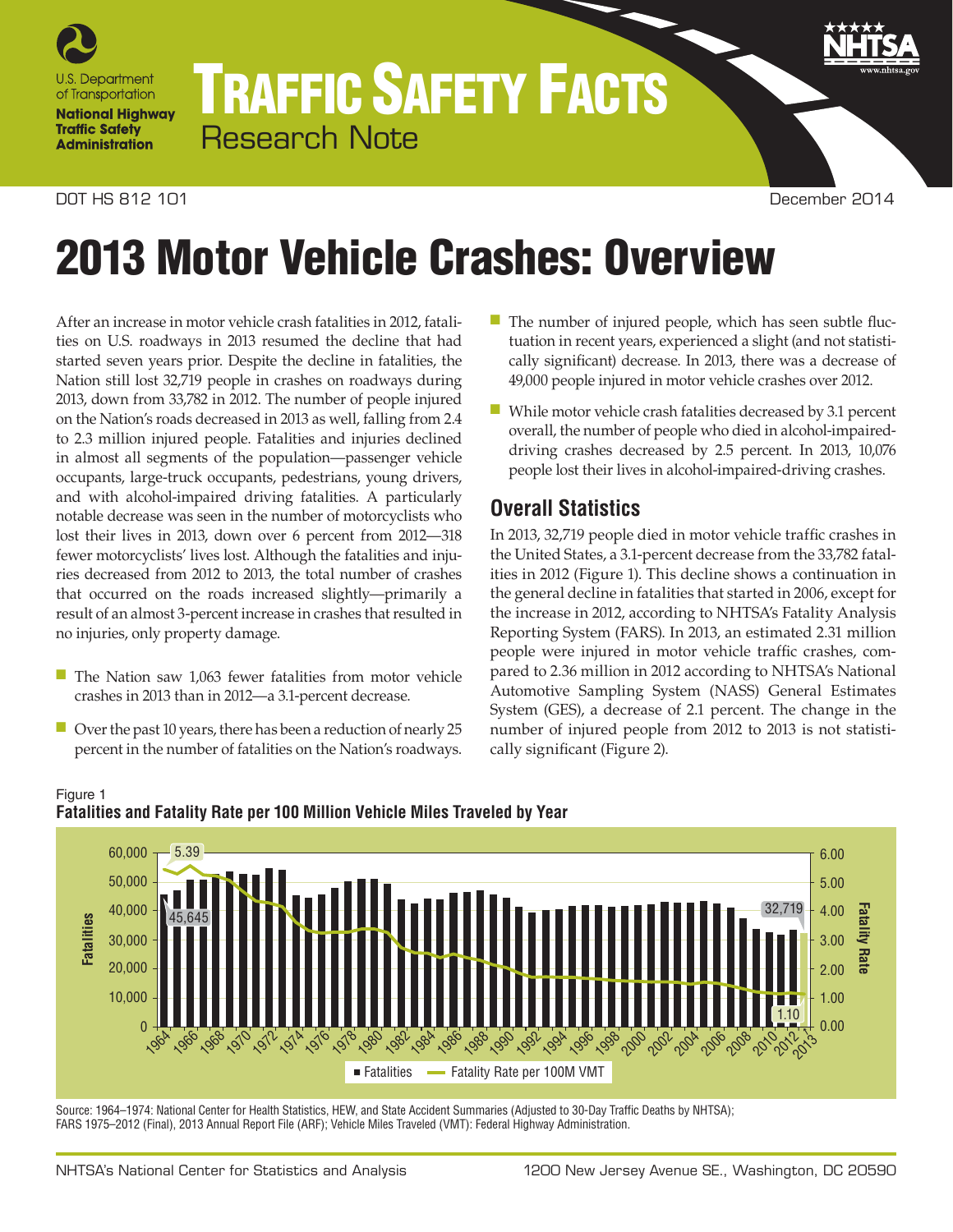U.S. Department of Transportation
**National Highway Traffic Safety Administration**

# TRAFFIC SAFETY FACTS

Research Note

DOT HS 812 101 December 2014

# 2013 Motor Vehicle Crashes: Overview

After an increase in motor vehicle crash fatalities in 2012, fatalities on U.S. roadways in 2013 resumed the decline that had started seven years prior. Despite the decline in fatalities, the Nation still lost 32,719 people in crashes on roadways during 2013, down from 33,782 in 2012. The number of people injured on the Nation's roads decreased in 2013 as well, falling from 2.4 to 2.3 million injured people. Fatalities and injuries declined in almost all segments of the population—passenger vehicle occupants, large-truck occupants, pedestrians, young drivers, and with alcohol-impaired driving fatalities. A particularly notable decrease was seen in the number of motorcyclists who lost their lives in 2013, down over 6 percent from 2012—318 fewer motorcyclists' lives lost. Although the fatalities and injuries decreased from 2012 to 2013, the total number of crashes that occurred on the roads increased slightly—primarily a result of an almost 3-percent increase in crashes that resulted in no injuries, only property damage.

- The Nation saw 1,063 fewer fatalities from motor vehicle crashes in 2013 than in 2012—a 3.1-percent decrease.
- Over the past 10 years, there has been a reduction of nearly 25 percent in the number of fatalities on the Nation's roadways.
- The number of injured people, which has seen subtle fluctuation in recent years, experienced a slight (and not statistically significant) decrease. In 2013, there was a decrease of 49,000 people injured in motor vehicle crashes over 2012.
- While motor vehicle crash fatalities decreased by 3.1 percent overall, the number of people who died in alcohol-impaired-driving crashes decreased by 2.5 percent. In 2013, 10,076 people lost their lives in alcohol-impaired-driving crashes.

## Overall Statistics

In 2013, 32,719 people died in motor vehicle traffic crashes in the United States, a 3.1-percent decrease from the 33,782 fatalities in 2012 (Figure 1). This decline shows a continuation in the general decline in fatalities that started in 2006, except for the increase in 2012, according to NHTSA's Fatality Analysis Reporting System (FARS). In 2013, an estimated 2.31 million people were injured in motor vehicle traffic crashes, compared to 2.36 million in 2012 according to NHTSA's National Automotive Sampling System (NASS) General Estimates System (GES), a decrease of 2.1 percent. The change in the number of injured people from 2012 to 2013 is not statistically significant (Figure 2).

Figure 1
**Fatalities and Fatality Rate per 100 Million Vehicle Miles Traveled by Year**

Source: 1964–1974: National Center for Health Statistics, HEW, and State Accident Summaries (Adjusted to 30-Day Traffic Deaths by NHTSA); FARS 1975–2012 (Final), 2013 Annual Report File (ARF); Vehicle Miles Traveled (VMT): Federal Highway Administration.

NHTSA's National Center for Statistics and Analysis 1200 New Jersey Avenue SE., Washington, DC 20590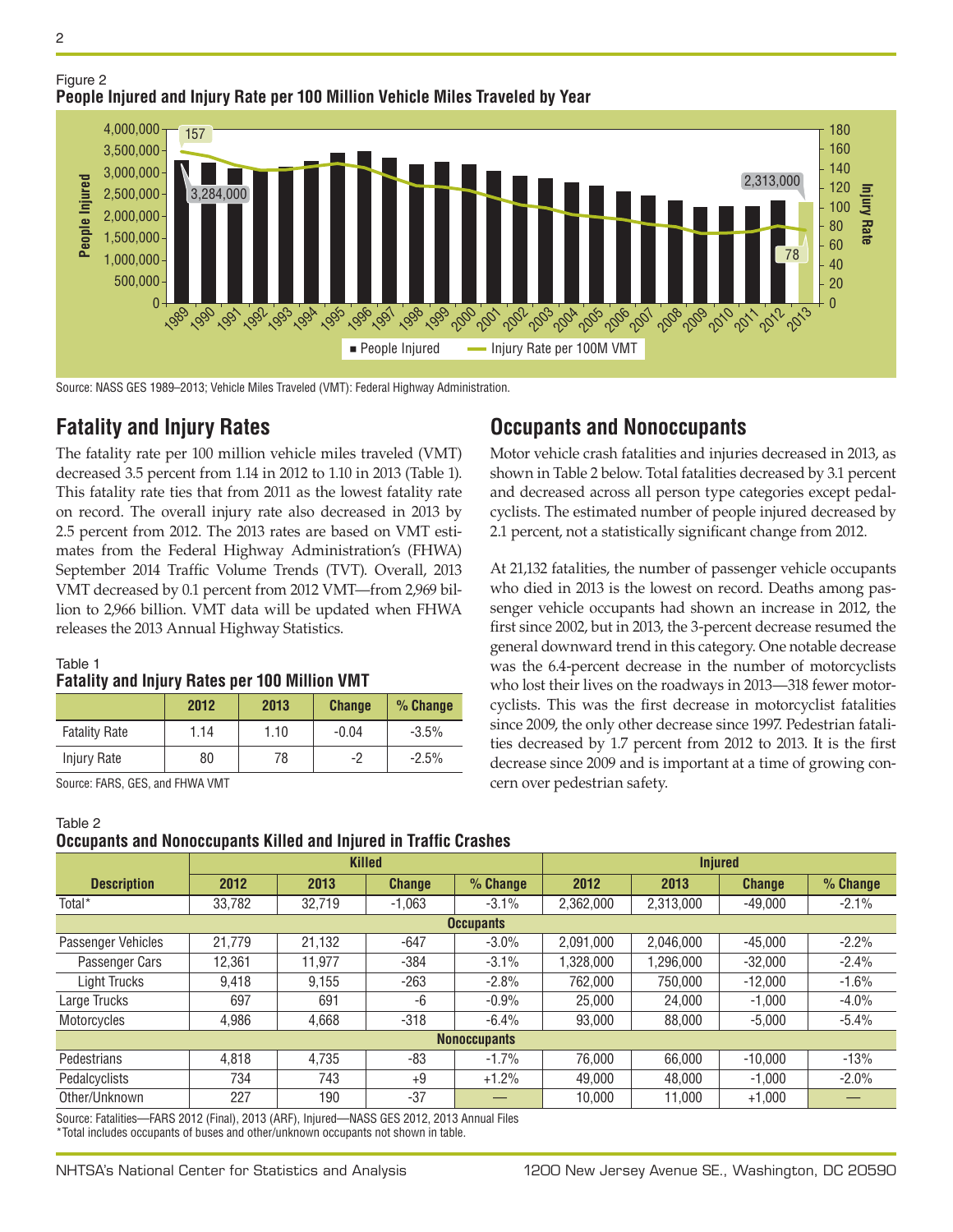Figure 2
**People Injured and Injury Rate per 100 Million Vehicle Miles Traveled by Year**

Source: NASS GES 1989–2013; Vehicle Miles Traveled (VMT): Federal Highway Administration.

## Fatality and Injury Rates

The fatality rate per 100 million vehicle miles traveled (VMT) decreased 3.5 percent from 1.14 in 2012 to 1.10 in 2013 (Table 1). This fatality rate ties that from 2011 as the lowest fatality rate on record. The overall injury rate also decreased in 2013 by 2.5 percent from 2012. The 2013 rates are based on VMT estimates from the Federal Highway Administration's (FHWA) September 2014 Traffic Volume Trends (TVT). Overall, 2013 VMT decreased by 0.1 percent from 2012 VMT—from 2,969 billion to 2,966 billion. VMT data will be updated when FHWA releases the 2013 Annual Highway Statistics.

Table 1
**Fatality and Injury Rates per 100 Million VMT**

| | 2012 | 2013 | Change | % Change |
|---|---|---|---|---|
| Fatality Rate | 1.14 | 1.10 | -0.04 | -3.5% |
| Injury Rate | 80 | 78 | -2 | -2.5% |

Source: FARS, GES, and FHWA VMT

## Occupants and Nonoccupants

Motor vehicle crash fatalities and injuries decreased in 2013, as shown in Table 2 below. Total fatalities decreased by 3.1 percent and decreased across all person type categories except pedalcyclists. The estimated number of people injured decreased by 2.1 percent, not a statistically significant change from 2012.

At 21,132 fatalities, the number of passenger vehicle occupants who died in 2013 is the lowest on record. Deaths among passenger vehicle occupants had shown an increase in 2012, the first since 2002, but in 2013, the 3-percent decrease resumed the general downward trend in this category. One notable decrease was the 6.4-percent decrease in the number of motorcyclists who lost their lives on the roadways in 2013—318 fewer motorcyclists. This was the first decrease in motorcyclist fatalities since 2009, the only other decrease since 1997. Pedestrian fatalities decreased by 1.7 percent from 2012 to 2013. It is the first decrease since 2009 and is important at a time of growing concern over pedestrian safety.

Table 2
**Occupants and Nonoccupants Killed and Injured in Traffic Crashes**

| | Killed | | | | Injured | | | |
|---|---|---|---|---|---|---|---|---|
| **Description** | **2012** | **2013** | **Change** | **% Change** | **2012** | **2013** | **Change** | **% Change** |
| Total* | 33,782 | 32,719 | -1,063 | -3.1% | 2,362,000 | 2,313,000 | -49,000 | -2.1% |
| **Occupants** | | | | | | | | |
| Passenger Vehicles | 21,779 | 21,132 | -647 | -3.0% | 2,091,000 | 2,046,000 | -45,000 | -2.2% |
| Passenger Cars | 12,361 | 11,977 | -384 | -3.1% | 1,328,000 | 1,296,000 | -32,000 | -2.4% |
| Light Trucks | 9,418 | 9,155 | -263 | -2.8% | 762,000 | 750,000 | -12,000 | -1.6% |
| Large Trucks | 697 | 691 | -6 | -0.9% | 25,000 | 24,000 | -1,000 | -4.0% |
| Motorcycles | 4,986 | 4,668 | -318 | -6.4% | 93,000 | 88,000 | -5,000 | -5.4% |
| **Nonoccupants** | | | | | | | | |
| Pedestrians | 4,818 | 4,735 | -83 | -1.7% | 76,000 | 66,000 | -10,000 | -13% |
| Pedalcyclists | 734 | 743 | +9 | +1.2% | 49,000 | 48,000 | -1,000 | -2.0% |
| Other/Unknown | 227 | 190 | -37 | — | 10,000 | 11,000 | +1,000 | — |

Source: Fatalities—FARS 2012 (Final), 2013 (ARF), Injured—NASS GES 2012, 2013 Annual Files
*Total includes occupants of buses and other/unknown occupants not shown in table.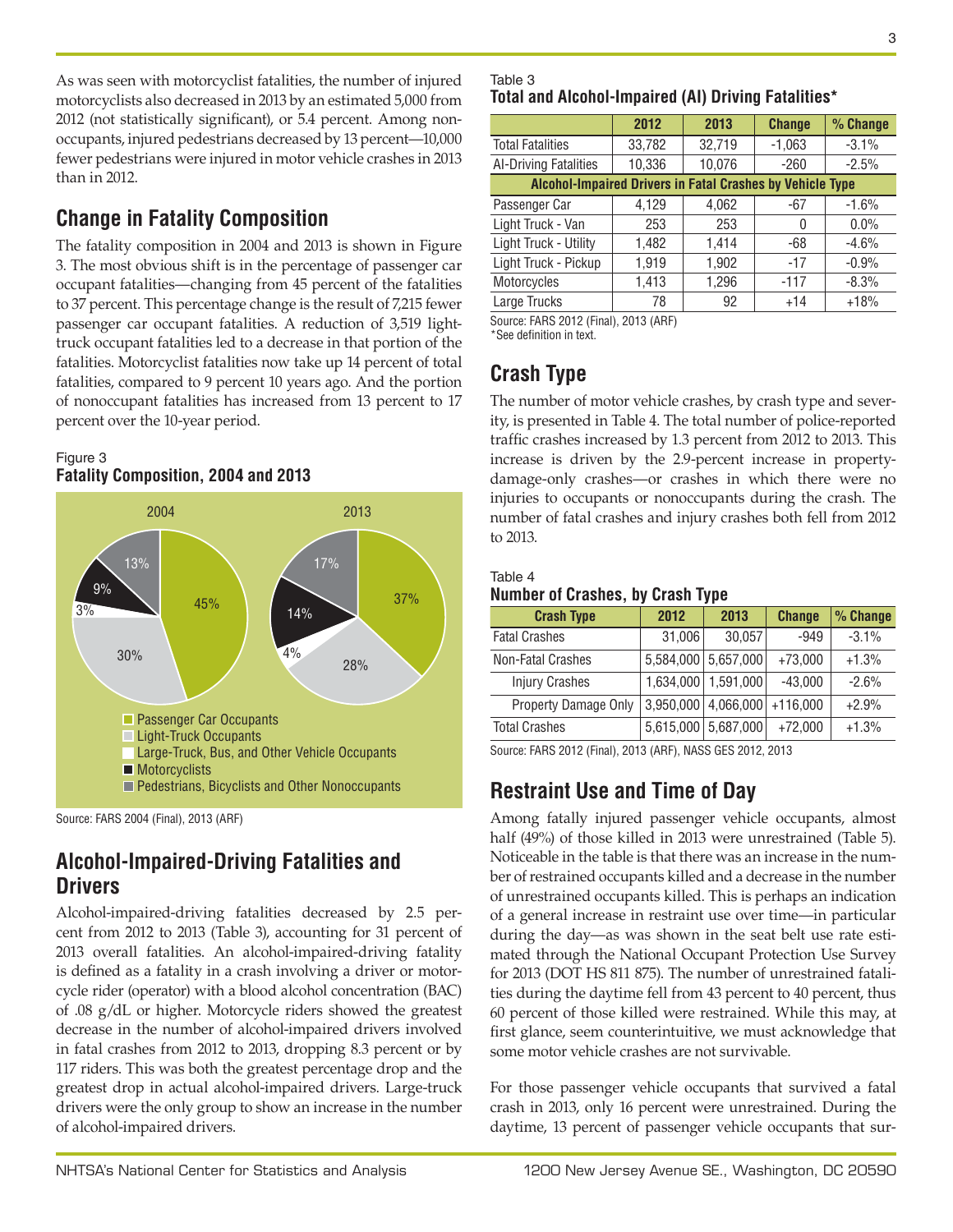As was seen with motorcyclist fatalities, the number of injured motorcyclists also decreased in 2013 by an estimated 5,000 from 2012 (not statistically significant), or 5.4 percent. Among nonoccupants, injured pedestrians decreased by 13 percent—10,000 fewer pedestrians were injured in motor vehicle crashes in 2013 than in 2012.

## Change in Fatality Composition

The fatality composition in 2004 and 2013 is shown in Figure 3. The most obvious shift is in the percentage of passenger car occupant fatalities—changing from 45 percent of the fatalities to 37 percent. This percentage change is the result of 7,215 fewer passenger car occupant fatalities. A reduction of 3,519 light-truck occupant fatalities led to a decrease in that portion of the fatalities. Motorcyclist fatalities now take up 14 percent of total fatalities, compared to 9 percent 10 years ago. And the portion of nonoccupant fatalities has increased from 13 percent to 17 percent over the 10-year period.

Figure 3
**Fatality Composition, 2004 and 2013**

| Category | 2004 | 2013 |
|---|---|---|
| Passenger Car Occupants | 45% | 37% |
| Light-Truck Occupants | 30% | 28% |
| Large-Truck, Bus, and Other Vehicle Occupants | 3% | 4% |
| Motorcyclists | 9% | 14% |
| Pedestrians, Bicyclists and Other Nonoccupants | 13% | 17% |

Source: FARS 2004 (Final), 2013 (ARF)

## Alcohol-Impaired-Driving Fatalities and Drivers

Alcohol-impaired-driving fatalities decreased by 2.5 percent from 2012 to 2013 (Table 3), accounting for 31 percent of 2013 overall fatalities. An alcohol-impaired-driving fatality is defined as a fatality in a crash involving a driver or motorcycle rider (operator) with a blood alcohol concentration (BAC) of .08 g/dL or higher. Motorcycle riders showed the greatest decrease in the number of alcohol-impaired drivers involved in fatal crashes from 2012 to 2013, dropping 8.3 percent or by 117 riders. This was both the greatest percentage drop and the greatest drop in actual alcohol-impaired drivers. Large-truck drivers were the only group to show an increase in the number of alcohol-impaired drivers.

Table 3
**Total and Alcohol-Impaired (AI) Driving Fatalities***

| | 2012 | 2013 | Change | % Change |
|---|---|---|---|---|
| Total Fatalities | 33,782 | 32,719 | -1,063 | -3.1% |
| AI-Driving Fatalities | 10,336 | 10,076 | -260 | -2.5% |
| **Alcohol-Impaired Drivers in Fatal Crashes by Vehicle Type** | | | | |
| Passenger Car | 4,129 | 4,062 | -67 | -1.6% |
| Light Truck - Van | 253 | 253 | 0 | 0.0% |
| Light Truck - Utility | 1,482 | 1,414 | -68 | -4.6% |
| Light Truck - Pickup | 1,919 | 1,902 | -17 | -0.9% |
| Motorcycles | 1,413 | 1,296 | -117 | -8.3% |
| Large Trucks | 78 | 92 | +14 | +18% |

Source: FARS 2012 (Final), 2013 (ARF)
*See definition in text.

## Crash Type

The number of motor vehicle crashes, by crash type and severity, is presented in Table 4. The total number of police-reported traffic crashes increased by 1.3 percent from 2012 to 2013. This increase is driven by the 2.9-percent increase in property-damage-only crashes—or crashes in which there were no injuries to occupants or nonoccupants during the crash. The number of fatal crashes and injury crashes both fell from 2012 to 2013.

Table 4
**Number of Crashes, by Crash Type**

| Crash Type | 2012 | 2013 | Change | % Change |
|---|---|---|---|---|
| Fatal Crashes | 31,006 | 30,057 | -949 | -3.1% |
| Non-Fatal Crashes | 5,584,000 | 5,657,000 | +73,000 | +1.3% |
| Injury Crashes | 1,634,000 | 1,591,000 | -43,000 | -2.6% |
| Property Damage Only | 3,950,000 | 4,066,000 | +116,000 | +2.9% |
| Total Crashes | 5,615,000 | 5,687,000 | +72,000 | +1.3% |

Source: FARS 2012 (Final), 2013 (ARF), NASS GES 2012, 2013

## Restraint Use and Time of Day

Among fatally injured passenger vehicle occupants, almost half (49%) of those killed in 2013 were unrestrained (Table 5). Noticeable in the table is that there was an increase in the number of restrained occupants killed and a decrease in the number of unrestrained occupants killed. This is perhaps an indication of a general increase in restraint use over time—in particular during the day—as was shown in the seat belt use rate estimated through the National Occupant Protection Use Survey for 2013 (DOT HS 811 875). The number of unrestrained fatalities during the daytime fell from 43 percent to 40 percent, thus 60 percent of those killed were restrained. While this may, at first glance, seem counterintuitive, we must acknowledge that some motor vehicle crashes are not survivable.

For those passenger vehicle occupants that survived a fatal crash in 2013, only 16 percent were unrestrained. During the daytime, 13 percent of passenger vehicle occupants that sur-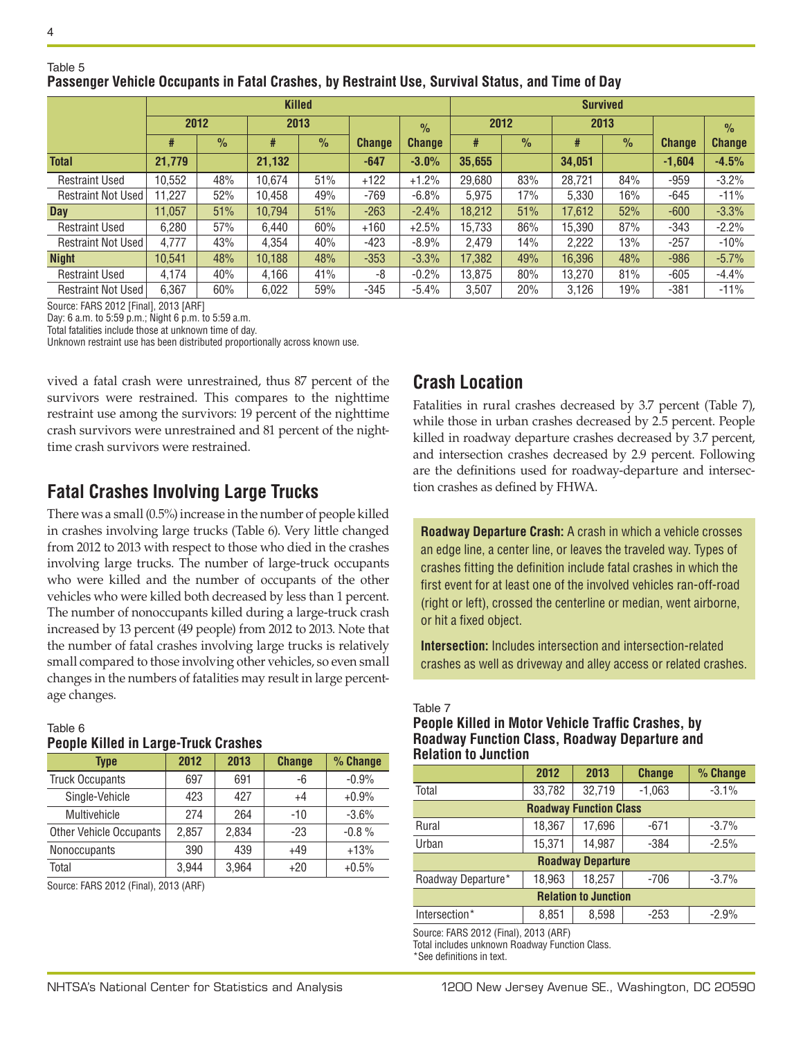Table 5

**Passenger Vehicle Occupants in Fatal Crashes, by Restraint Use, Survival Status, and Time of Day**

| | Killed | | | | | | Survived | | | | | |
|---|---|---|---|---|---|---|---|---|---|---|---|---|
| | 2012 | | 2013 | | | | 2012 | | 2013 | | | |
| | # | % | # | % | Change | % Change | # | % | # | % | Change | % Change |
| **Total** | **21,779** | | **21,132** | | **-647** | **-3.0%** | **35,655** | | **34,051** | | **-1,604** | **-4.5%** |
| Restraint Used | 10,552 | 48% | 10,674 | 51% | +122 | +1.2% | 29,680 | 83% | 28,721 | 84% | -959 | -3.2% |
| Restraint Not Used | 11,227 | 52% | 10,458 | 49% | -769 | -6.8% | 5,975 | 17% | 5,330 | 16% | -645 | -11% |
| **Day** | 11,057 | 51% | 10,794 | 51% | -263 | -2.4% | 18,212 | 51% | 17,612 | 52% | -600 | -3.3% |
| Restraint Used | 6,280 | 57% | 6,440 | 60% | +160 | +2.5% | 15,733 | 86% | 15,390 | 87% | -343 | -2.2% |
| Restraint Not Used | 4,777 | 43% | 4,354 | 40% | -423 | -8.9% | 2,479 | 14% | 2,222 | 13% | -257 | -10% |
| **Night** | 10,541 | 48% | 10,188 | 48% | -353 | -3.3% | 17,382 | 49% | 16,396 | 48% | -986 | -5.7% |
| Restraint Used | 4,174 | 40% | 4,166 | 41% | -8 | -0.2% | 13,875 | 80% | 13,270 | 81% | -605 | -4.4% |
| Restraint Not Used | 6,367 | 60% | 6,022 | 59% | -345 | -5.4% | 3,507 | 20% | 3,126 | 19% | -381 | -11% |

Source: FARS 2012 [Final], 2013 [ARF]
Day: 6 a.m. to 5:59 p.m.; Night 6 p.m. to 5:59 a.m.
Total fatalities include those at unknown time of day.
Unknown restraint use has been distributed proportionally across known use.

vived a fatal crash were unrestrained, thus 87 percent of the survivors were restrained. This compares to the nighttime restraint use among the survivors: 19 percent of the nighttime crash survivors were unrestrained and 81 percent of the nighttime crash survivors were restrained.

## Fatal Crashes Involving Large Trucks

There was a small (0.5%) increase in the number of people killed in crashes involving large trucks (Table 6). Very little changed from 2012 to 2013 with respect to those who died in the crashes involving large trucks. The number of large-truck occupants who were killed and the number of occupants of the other vehicles who were killed both decreased by less than 1 percent. The number of nonoccupants killed during a large-truck crash increased by 13 percent (49 people) from 2012 to 2013. Note that the number of fatal crashes involving large trucks is relatively small compared to those involving other vehicles, so even small changes in the numbers of fatalities may result in large percentage changes.

Table 6

**People Killed in Large-Truck Crashes**

| Type | 2012 | 2013 | Change | % Change |
|---|---|---|---|---|
| Truck Occupants | 697 | 691 | -6 | -0.9% |
| Single-Vehicle | 423 | 427 | +4 | +0.9% |
| Multivehicle | 274 | 264 | -10 | -3.6% |
| Other Vehicle Occupants | 2,857 | 2,834 | -23 | -0.8 % |
| Nonoccupants | 390 | 439 | +49 | +13% |
| Total | 3,944 | 3,964 | +20 | +0.5% |

Source: FARS 2012 (Final), 2013 (ARF)

## Crash Location

Fatalities in rural crashes decreased by 3.7 percent (Table 7), while those in urban crashes decreased by 2.5 percent. People killed in roadway departure crashes decreased by 3.7 percent, and intersection crashes decreased by 2.9 percent. Following are the definitions used for roadway-departure and intersection crashes as defined by FHWA.

**Roadway Departure Crash:** A crash in which a vehicle crosses an edge line, a center line, or leaves the traveled way. Types of crashes fitting the definition include fatal crashes in which the first event for at least one of the involved vehicles ran-off-road (right or left), crossed the centerline or median, went airborne, or hit a fixed object.

**Intersection:** Includes intersection and intersection-related crashes as well as driveway and alley access or related crashes.

Table 7

**People Killed in Motor Vehicle Traffic Crashes, by Roadway Function Class, Roadway Departure and Relation to Junction**

| | 2012 | 2013 | Change | % Change |
|---|---|---|---|---|
| Total | 33,782 | 32,719 | -1,063 | -3.1% |
| **Roadway Function Class** | | | | |
| Rural | 18,367 | 17,696 | -671 | -3.7% |
| Urban | 15,371 | 14,987 | -384 | -2.5% |
| **Roadway Departure** | | | | |
| Roadway Departure* | 18,963 | 18,257 | -706 | -3.7% |
| **Relation to Junction** | | | | |
| Intersection* | 8,851 | 8,598 | -253 | -2.9% |

Source: FARS 2012 (Final), 2013 (ARF)
Total includes unknown Roadway Function Class.
*See definitions in text.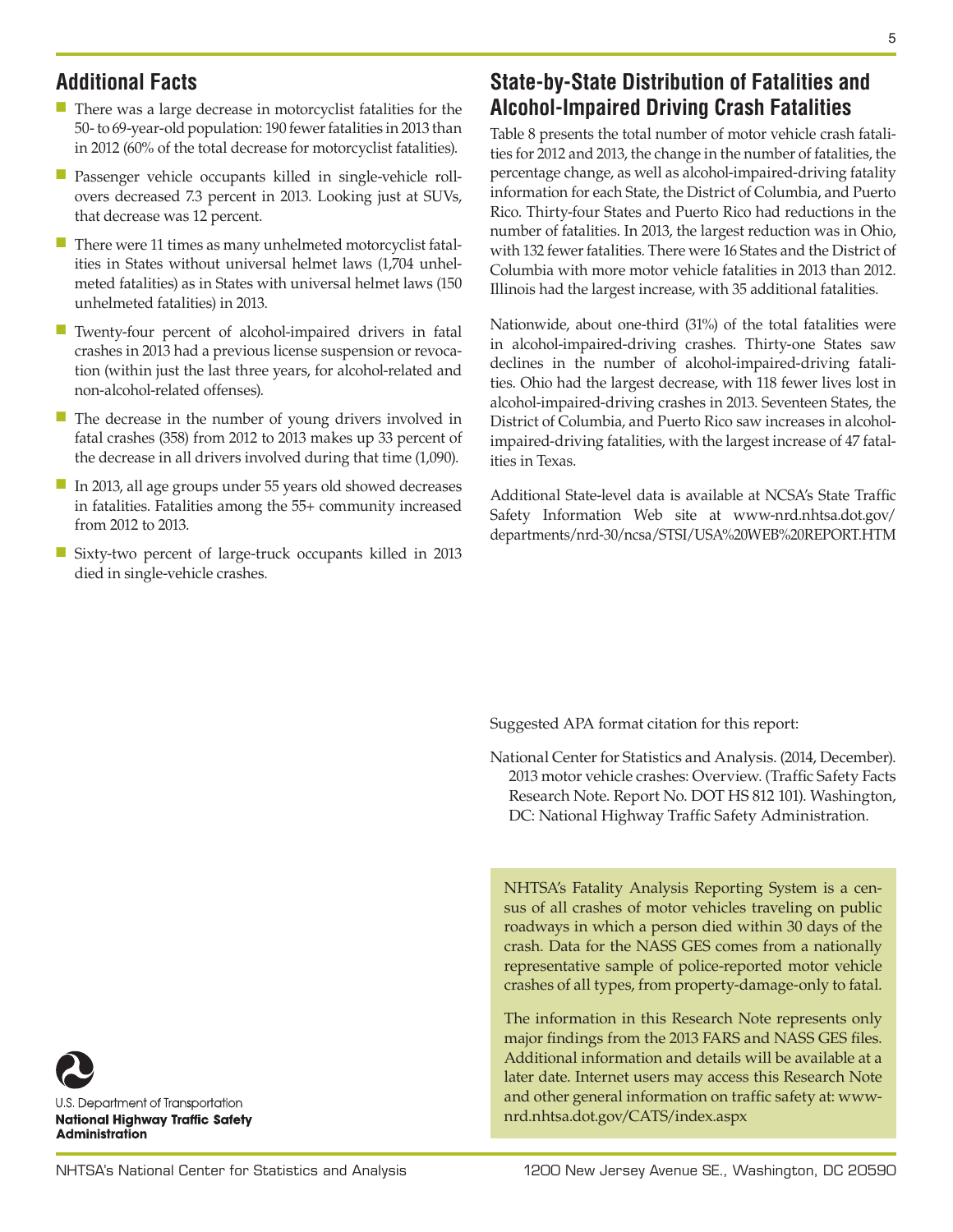## Additional Facts

- There was a large decrease in motorcyclist fatalities for the 50- to 69-year-old population: 190 fewer fatalities in 2013 than in 2012 (60% of the total decrease for motorcyclist fatalities).
- Passenger vehicle occupants killed in single-vehicle rollovers decreased 7.3 percent in 2013. Looking just at SUVs, that decrease was 12 percent.
- There were 11 times as many unhelmeted motorcyclist fatalities in States without universal helmet laws (1,704 unhelmeted fatalities) as in States with universal helmet laws (150 unhelmeted fatalities) in 2013.
- Twenty-four percent of alcohol-impaired drivers in fatal crashes in 2013 had a previous license suspension or revocation (within just the last three years, for alcohol-related and non-alcohol-related offenses).
- The decrease in the number of young drivers involved in fatal crashes (358) from 2012 to 2013 makes up 33 percent of the decrease in all drivers involved during that time (1,090).
- In 2013, all age groups under 55 years old showed decreases in fatalities. Fatalities among the 55+ community increased from 2012 to 2013.
- Sixty-two percent of large-truck occupants killed in 2013 died in single-vehicle crashes.

## State-by-State Distribution of Fatalities and Alcohol-Impaired Driving Crash Fatalities

Table 8 presents the total number of motor vehicle crash fatalities for 2012 and 2013, the change in the number of fatalities, the percentage change, as well as alcohol-impaired-driving fatality information for each State, the District of Columbia, and Puerto Rico. Thirty-four States and Puerto Rico had reductions in the number of fatalities. In 2013, the largest reduction was in Ohio, with 132 fewer fatalities. There were 16 States and the District of Columbia with more motor vehicle fatalities in 2013 than 2012. Illinois had the largest increase, with 35 additional fatalities.

Nationwide, about one-third (31%) of the total fatalities were in alcohol-impaired-driving crashes. Thirty-one States saw declines in the number of alcohol-impaired-driving fatalities. Ohio had the largest decrease, with 118 fewer lives lost in alcohol-impaired-driving crashes in 2013. Seventeen States, the District of Columbia, and Puerto Rico saw increases in alcohol-impaired-driving fatalities, with the largest increase of 47 fatalities in Texas.

Additional State-level data is available at NCSA's State Traffic Safety Information Web site at www-nrd.nhtsa.dot.gov/departments/nrd-30/ncsa/STSI/USA%20WEB%20REPORT.HTM

Suggested APA format citation for this report:

National Center for Statistics and Analysis. (2014, December). 2013 motor vehicle crashes: Overview. (Traffic Safety Facts Research Note. Report No. DOT HS 812 101). Washington, DC: National Highway Traffic Safety Administration.

NHTSA's Fatality Analysis Reporting System is a census of all crashes of motor vehicles traveling on public roadways in which a person died within 30 days of the crash. Data for the NASS GES comes from a nationally representative sample of police-reported motor vehicle crashes of all types, from property-damage-only to fatal.

The information in this Research Note represents only major findings from the 2013 FARS and NASS GES files. Additional information and details will be available at a later date. Internet users may access this Research Note and other general information on traffic safety at: www-nrd.nhtsa.dot.gov/CATS/index.aspx

U.S. Department of Transportation
**National Highway Traffic Safety Administration**

NHTSA's National Center for Statistics and Analysis 1200 New Jersey Avenue SE., Washington, DC 20590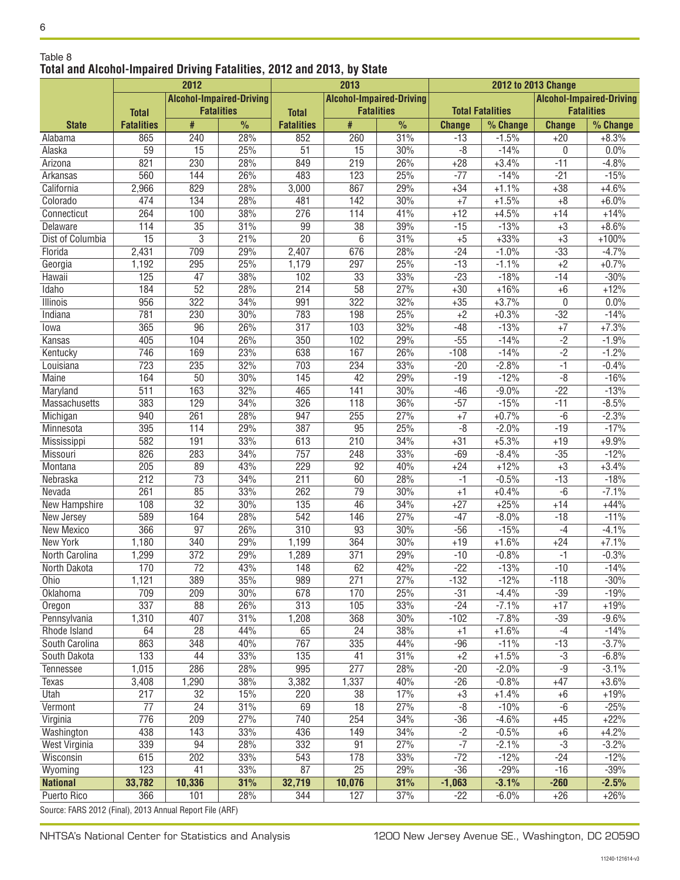Table 8

**Total and Alcohol-Impaired Driving Fatalities, 2012 and 2013, by State**

| | 2012 | | | 2013 | | | 2012 to 2013 Change | | | |
|---|---|---|---|---|---|---|---|---|---|---|
| | | Alcohol-Impaired-Driving Fatalities | | | Alcohol-Impaired-Driving Fatalities | | Total Fatalities | | Alcohol-Impaired-Driving Fatalities | |
| State | Total Fatalities | # | % | Total Fatalities | # | % | Change | % Change | Change | % Change |
| Alabama | 865 | 240 | 28% | 852 | 260 | 31% | -13 | -1.5% | +20 | +8.3% |
| Alaska | 59 | 15 | 25% | 51 | 15 | 30% | -8 | -14% | 0 | 0.0% |
| Arizona | 821 | 230 | 28% | 849 | 219 | 26% | +28 | +3.4% | -11 | -4.8% |
| Arkansas | 560 | 144 | 26% | 483 | 123 | 25% | -77 | -14% | -21 | -15% |
| California | 2,966 | 829 | 28% | 3,000 | 867 | 29% | +34 | +1.1% | +38 | +4.6% |
| Colorado | 474 | 134 | 28% | 481 | 142 | 30% | +7 | +1.5% | +8 | +6.0% |
| Connecticut | 264 | 100 | 38% | 276 | 114 | 41% | +12 | +4.5% | +14 | +14% |
| Delaware | 114 | 35 | 31% | 99 | 38 | 39% | -15 | -13% | +3 | +8.6% |
| Dist of Columbia | 15 | 3 | 21% | 20 | 6 | 31% | +5 | +33% | +3 | +100% |
| Florida | 2,431 | 709 | 29% | 2,407 | 676 | 28% | -24 | -1.0% | -33 | -4.7% |
| Georgia | 1,192 | 295 | 25% | 1,179 | 297 | 25% | -13 | -1.1% | +2 | +0.7% |
| Hawaii | 125 | 47 | 38% | 102 | 33 | 33% | -23 | -18% | -14 | -30% |
| Idaho | 184 | 52 | 28% | 214 | 58 | 27% | +30 | +16% | +6 | +12% |
| Illinois | 956 | 322 | 34% | 991 | 322 | 32% | +35 | +3.7% | 0 | 0.0% |
| Indiana | 781 | 230 | 30% | 783 | 198 | 25% | +2 | +0.3% | -32 | -14% |
| Iowa | 365 | 96 | 26% | 317 | 103 | 32% | -48 | -13% | +7 | +7.3% |
| Kansas | 405 | 104 | 26% | 350 | 102 | 29% | -55 | -14% | -2 | -1.9% |
| Kentucky | 746 | 169 | 23% | 638 | 167 | 26% | -108 | -14% | -2 | -1.2% |
| Louisiana | 723 | 235 | 32% | 703 | 234 | 33% | -20 | -2.8% | -1 | -0.4% |
| Maine | 164 | 50 | 30% | 145 | 42 | 29% | -19 | -12% | -8 | -16% |
| Maryland | 511 | 163 | 32% | 465 | 141 | 30% | -46 | -9.0% | -22 | -13% |
| Massachusetts | 383 | 129 | 34% | 326 | 118 | 36% | -57 | -15% | -11 | -8.5% |
| Michigan | 940 | 261 | 28% | 947 | 255 | 27% | +7 | +0.7% | -6 | -2.3% |
| Minnesota | 395 | 114 | 29% | 387 | 95 | 25% | -8 | -2.0% | -19 | -17% |
| Mississippi | 582 | 191 | 33% | 613 | 210 | 34% | +31 | +5.3% | +19 | +9.9% |
| Missouri | 826 | 283 | 34% | 757 | 248 | 33% | -69 | -8.4% | -35 | -12% |
| Montana | 205 | 89 | 43% | 229 | 92 | 40% | +24 | +12% | +3 | +3.4% |
| Nebraska | 212 | 73 | 34% | 211 | 60 | 28% | -1 | -0.5% | -13 | -18% |
| Nevada | 261 | 85 | 33% | 262 | 79 | 30% | +1 | +0.4% | -6 | -7.1% |
| New Hampshire | 108 | 32 | 30% | 135 | 46 | 34% | +27 | +25% | +14 | +44% |
| New Jersey | 589 | 164 | 28% | 542 | 146 | 27% | -47 | -8.0% | -18 | -11% |
| New Mexico | 366 | 97 | 26% | 310 | 93 | 30% | -56 | -15% | -4 | -4.1% |
| New York | 1,180 | 340 | 29% | 1,199 | 364 | 30% | +19 | +1.6% | +24 | +7.1% |
| North Carolina | 1,299 | 372 | 29% | 1,289 | 371 | 29% | -10 | -0.8% | -1 | -0.3% |
| North Dakota | 170 | 72 | 43% | 148 | 62 | 42% | -22 | -13% | -10 | -14% |
| Ohio | 1,121 | 389 | 35% | 989 | 271 | 27% | -132 | -12% | -118 | -30% |
| Oklahoma | 709 | 209 | 30% | 678 | 170 | 25% | -31 | -4.4% | -39 | -19% |
| Oregon | 337 | 88 | 26% | 313 | 105 | 33% | -24 | -7.1% | +17 | +19% |
| Pennsylvania | 1,310 | 407 | 31% | 1,208 | 368 | 30% | -102 | -7.8% | -39 | -9.6% |
| Rhode Island | 64 | 28 | 44% | 65 | 24 | 38% | +1 | +1.6% | -4 | -14% |
| South Carolina | 863 | 348 | 40% | 767 | 335 | 44% | -96 | -11% | -13 | -3.7% |
| South Dakota | 133 | 44 | 33% | 135 | 41 | 31% | +2 | +1.5% | -3 | -6.8% |
| Tennessee | 1,015 | 286 | 28% | 995 | 277 | 28% | -20 | -2.0% | -9 | -3.1% |
| Texas | 3,408 | 1,290 | 38% | 3,382 | 1,337 | 40% | -26 | -0.8% | +47 | +3.6% |
| Utah | 217 | 32 | 15% | 220 | 38 | 17% | +3 | +1.4% | +6 | +19% |
| Vermont | 77 | 24 | 31% | 69 | 18 | 27% | -8 | -10% | -6 | -25% |
| Virginia | 776 | 209 | 27% | 740 | 254 | 34% | -36 | -4.6% | +45 | +22% |
| Washington | 438 | 143 | 33% | 436 | 149 | 34% | -2 | -0.5% | +6 | +4.2% |
| West Virginia | 339 | 94 | 28% | 332 | 91 | 27% | -7 | -2.1% | -3 | -3.2% |
| Wisconsin | 615 | 202 | 33% | 543 | 178 | 33% | -72 | -12% | -24 | -12% |
| Wyoming | 123 | 41 | 33% | 87 | 25 | 29% | -36 | -29% | -16 | -39% |
| **National** | **33,782** | **10,336** | **31%** | **32,719** | **10,076** | **31%** | **-1,063** | **-3.1%** | **-260** | **-2.5%** |
| Puerto Rico | 366 | 101 | 28% | 344 | 127 | 37% | -22 | -6.0% | +26 | +26% |

Source: FARS 2012 (Final), 2013 Annual Report File (ARF)

NHTSA's National Center for Statistics and Analysis 1200 New Jersey Avenue SE., Washington, DC 20590

11240-121614-v3